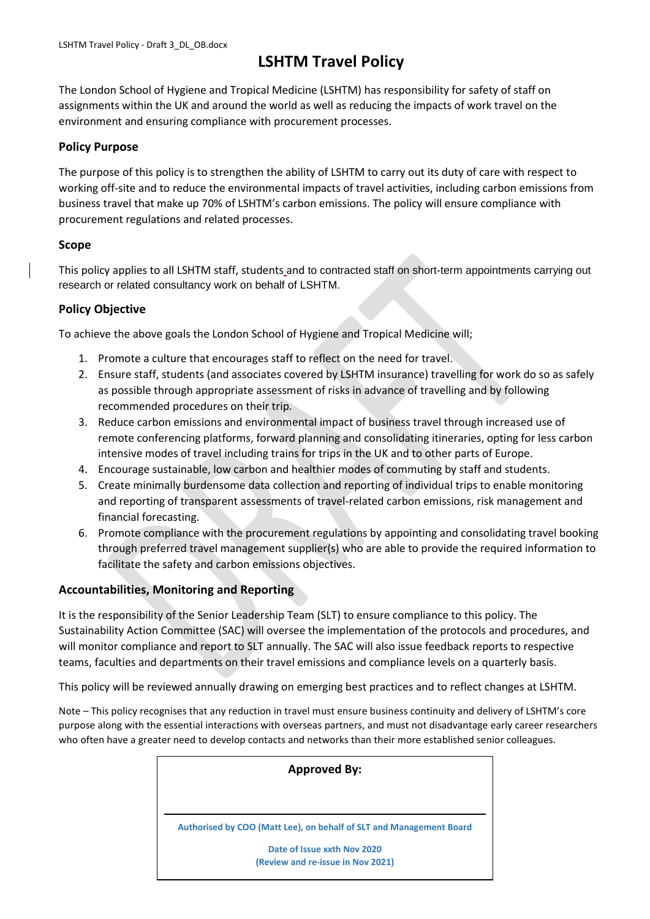# LSHTM Travel Policy

The London School of Hygiene and Tropical Medicine (LSHTM) has responsibility for safety of staff on assignments within the UK and around the world as well as reducing the impacts of work travel on the environment and ensuring compliance with procurement processes.

### Policy Purpose

The purpose of this policy is to strengthen the ability of LSHTM to carry out its duty of care with respect to working off-site and to reduce the environmental impacts of travel activities, including carbon emissions from business travel that make up 70% of LSHTM's carbon emissions. The policy will ensure compliance with procurement regulations and related processes.

### Scope

This policy applies to all LSHTM staff, students and to contracted staff on short-term appointments carrying out research or related consultancy work on behalf of LSHTM.

### Policy Objective

To achieve the above goals the London School of Hygiene and Tropical Medicine will;

1. Promote a culture that encourages staff to reflect on the need for travel.
2. Ensure staff, students (and associates covered by LSHTM insurance) travelling for work do so as safely as possible through appropriate assessment of risks in advance of travelling and by following recommended procedures on their trip.
3. Reduce carbon emissions and environmental impact of business travel through increased use of remote conferencing platforms, forward planning and consolidating itineraries, opting for less carbon intensive modes of travel including trains for trips in the UK and to other parts of Europe.
4. Encourage sustainable, low carbon and healthier modes of commuting by staff and students.
5. Create minimally burdensome data collection and reporting of individual trips to enable monitoring and reporting of transparent assessments of travel-related carbon emissions, risk management and financial forecasting.
6. Promote compliance with the procurement regulations by appointing and consolidating travel booking through preferred travel management supplier(s) who are able to provide the required information to facilitate the safety and carbon emissions objectives.

### Accountabilities, Monitoring and Reporting

It is the responsibility of the Senior Leadership Team (SLT) to ensure compliance to this policy. The Sustainability Action Committee (SAC) will oversee the implementation of the protocols and procedures, and will monitor compliance and report to SLT annually. The SAC will also issue feedback reports to respective teams, faculties and departments on their travel emissions and compliance levels on a quarterly basis.

This policy will be reviewed annually drawing on emerging best practices and to reflect changes at LSHTM.

Note – This policy recognises that any reduction in travel must ensure business continuity and delivery of LSHTM's core purpose along with the essential interactions with overseas partners, and must not disadvantage early career researchers who often have a greater need to develop contacts and networks than their more established senior colleagues.

**Approved By:**

**Authorised by COO (Matt Lee), on behalf of SLT and Management Board**

**Date of Issue xxth Nov 2020**
**(Review and re-issue in Nov 2021)**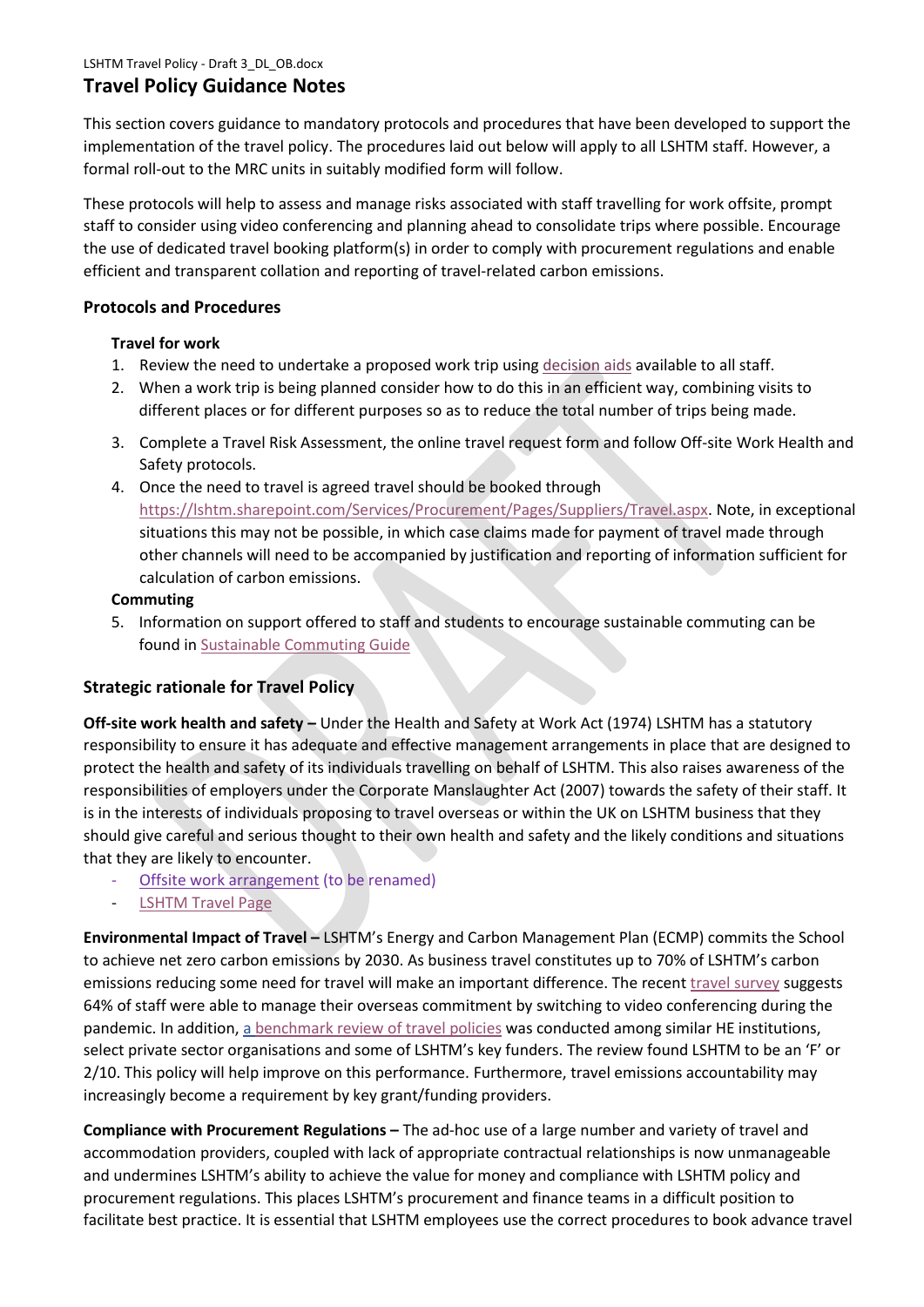# Travel Policy Guidance Notes

This section covers guidance to mandatory protocols and procedures that have been developed to support the implementation of the travel policy. The procedures laid out below will apply to all LSHTM staff. However, a formal roll-out to the MRC units in suitably modified form will follow.

These protocols will help to assess and manage risks associated with staff travelling for work offsite, prompt staff to consider using video conferencing and planning ahead to consolidate trips where possible. Encourage the use of dedicated travel booking platform(s) in order to comply with procurement regulations and enable efficient and transparent collation and reporting of travel-related carbon emissions.

## Protocols and Procedures

### Travel for work

1. Review the need to undertake a proposed work trip using decision aids available to all staff.
2. When a work trip is being planned consider how to do this in an efficient way, combining visits to different places or for different purposes so as to reduce the total number of trips being made.
3. Complete a Travel Risk Assessment, the online travel request form and follow Off-site Work Health and Safety protocols.
4. Once the need to travel is agreed travel should be booked through https://lshtm.sharepoint.com/Services/Procurement/Pages/Suppliers/Travel.aspx. Note, in exceptional situations this may not be possible, in which case claims made for payment of travel made through other channels will need to be accompanied by justification and reporting of information sufficient for calculation of carbon emissions.

### Commuting

5. Information on support offered to staff and students to encourage sustainable commuting can be found in Sustainable Commuting Guide

## Strategic rationale for Travel Policy

**Off-site work health and safety –** Under the Health and Safety at Work Act (1974) LSHTM has a statutory responsibility to ensure it has adequate and effective management arrangements in place that are designed to protect the health and safety of its individuals travelling on behalf of LSHTM. This also raises awareness of the responsibilities of employers under the Corporate Manslaughter Act (2007) towards the safety of their staff. It is in the interests of individuals proposing to travel overseas or within the UK on LSHTM business that they should give careful and serious thought to their own health and safety and the likely conditions and situations that they are likely to encounter.

- Offsite work arrangement (to be renamed)
- LSHTM Travel Page

**Environmental Impact of Travel –** LSHTM's Energy and Carbon Management Plan (ECMP) commits the School to achieve net zero carbon emissions by 2030. As business travel constitutes up to 70% of LSHTM's carbon emissions reducing some need for travel will make an important difference. The recent travel survey suggests 64% of staff were able to manage their overseas commitment by switching to video conferencing during the pandemic. In addition, a benchmark review of travel policies was conducted among similar HE institutions, select private sector organisations and some of LSHTM's key funders. The review found LSHTM to be an 'F' or 2/10. This policy will help improve on this performance. Furthermore, travel emissions accountability may increasingly become a requirement by key grant/funding providers.

**Compliance with Procurement Regulations –** The ad-hoc use of a large number and variety of travel and accommodation providers, coupled with lack of appropriate contractual relationships is now unmanageable and undermines LSHTM's ability to achieve the value for money and compliance with LSHTM policy and procurement regulations. This places LSHTM's procurement and finance teams in a difficult position to facilitate best practice. It is essential that LSHTM employees use the correct procedures to book advance travel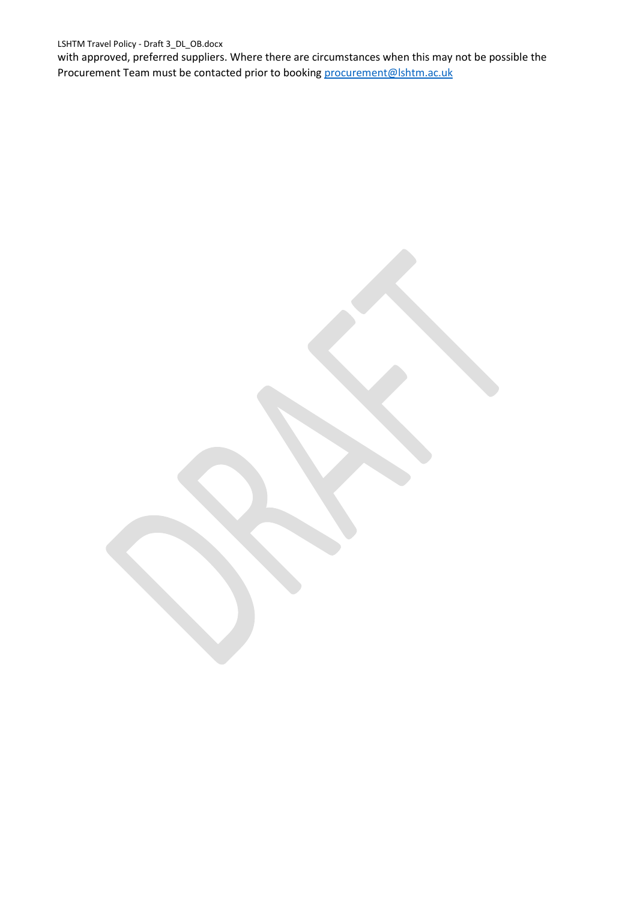with approved, preferred suppliers. Where there are circumstances when this may not be possible the Procurement Team must be contacted prior to booking procurement@lshtm.ac.uk